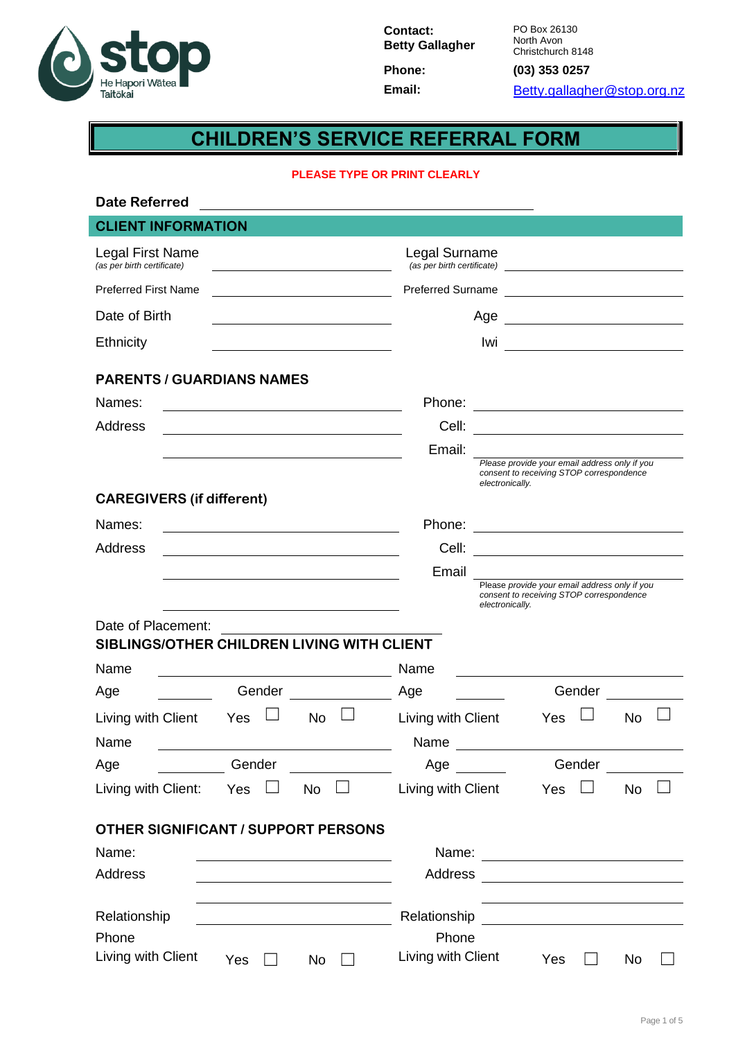stop
He Hapori Wātea
Taitōkai

**Contact:** Betty Gallagher
PO Box 26130
North Avon
Christchurch 8148

**Phone:** (03) 353 0257

**Email:** Betty.gallagher@stop.org.nz

# CHILDREN'S SERVICE REFERRAL FORM

**PLEASE TYPE OR PRINT CLEARLY**

**Date Referred** \_\_\_\_\_\_\_\_\_\_\_\_\_\_\_\_\_\_\_\_\_\_\_\_\_\_\_\_\_\_

## CLIENT INFORMATION

| | | | |
|---|---|---|---|
| Legal First Name *(as per birth certificate)* | \_\_\_\_\_\_\_\_\_\_\_\_ | Legal Surname *(as per birth certificate)* | \_\_\_\_\_\_\_\_\_\_\_\_ |
| Preferred First Name | \_\_\_\_\_\_\_\_\_\_\_\_ | Preferred Surname | \_\_\_\_\_\_\_\_\_\_\_\_ |
| Date of Birth | \_\_\_\_\_\_\_\_\_\_\_\_ | Age | \_\_\_\_\_\_\_\_\_\_\_\_ |
| Ethnicity | \_\_\_\_\_\_\_\_\_\_\_\_ | Iwi | \_\_\_\_\_\_\_\_\_\_\_\_ |

## PARENTS / GUARDIANS NAMES

Names: \_\_\_\_\_\_\_\_\_\_\_\_ Phone: \_\_\_\_\_\_\_\_\_\_\_\_

Address \_\_\_\_\_\_\_\_\_\_\_\_ Cell: \_\_\_\_\_\_\_\_\_\_\_\_

\_\_\_\_\_\_\_\_\_\_\_\_ Email: \_\_\_\_\_\_\_\_\_\_\_\_

*Please provide your email address only if you consent to receiving STOP correspondence electronically.*

## CAREGIVERS (if different)

Names: \_\_\_\_\_\_\_\_\_\_\_\_ Phone: \_\_\_\_\_\_\_\_\_\_\_\_

Address \_\_\_\_\_\_\_\_\_\_\_\_ Cell: \_\_\_\_\_\_\_\_\_\_\_\_

\_\_\_\_\_\_\_\_\_\_\_\_ Email \_\_\_\_\_\_\_\_\_\_\_\_

*Please provide your email address only if you consent to receiving STOP correspondence electronically.*

\_\_\_\_\_\_\_\_\_\_\_\_

Date of Placement: \_\_\_\_\_\_\_\_\_\_\_\_

## SIBLINGS/OTHER CHILDREN LIVING WITH CLIENT

| | | | |
|---|---|---|---|
| Name \_\_\_\_\_\_\_\_\_\_\_\_ | | Name \_\_\_\_\_\_\_\_\_\_\_\_ | |
| Age \_\_\_\_\_\_ | Gender \_\_\_\_\_\_ | Age \_\_\_\_\_\_ | Gender \_\_\_\_\_\_ |
| Living with Client | Yes ☐ No ☐ | Living with Client | Yes ☐ No ☐ |
| Name \_\_\_\_\_\_\_\_\_\_\_\_ | | Name \_\_\_\_\_\_\_\_\_\_\_\_ | |
| Age \_\_\_\_\_\_ | Gender \_\_\_\_\_\_ | Age \_\_\_\_\_\_ | Gender \_\_\_\_\_\_ |
| Living with Client: | Yes ☐ No ☐ | Living with Client | Yes ☐ No ☐ |

## OTHER SIGNIFICANT / SUPPORT PERSONS

| | | | |
|---|---|---|---|
| Name: | \_\_\_\_\_\_\_\_\_\_\_\_ | Name: | \_\_\_\_\_\_\_\_\_\_\_\_ |
| Address | \_\_\_\_\_\_\_\_\_\_\_\_ | Address | \_\_\_\_\_\_\_\_\_\_\_\_ |
| | \_\_\_\_\_\_\_\_\_\_\_\_ | | \_\_\_\_\_\_\_\_\_\_\_\_ |
| Relationship | \_\_\_\_\_\_\_\_\_\_\_\_ | Relationship | \_\_\_\_\_\_\_\_\_\_\_\_ |
| Phone | | Phone | |
| Living with Client | Yes ☐ No ☐ | Living with Client | Yes ☐ No ☐ |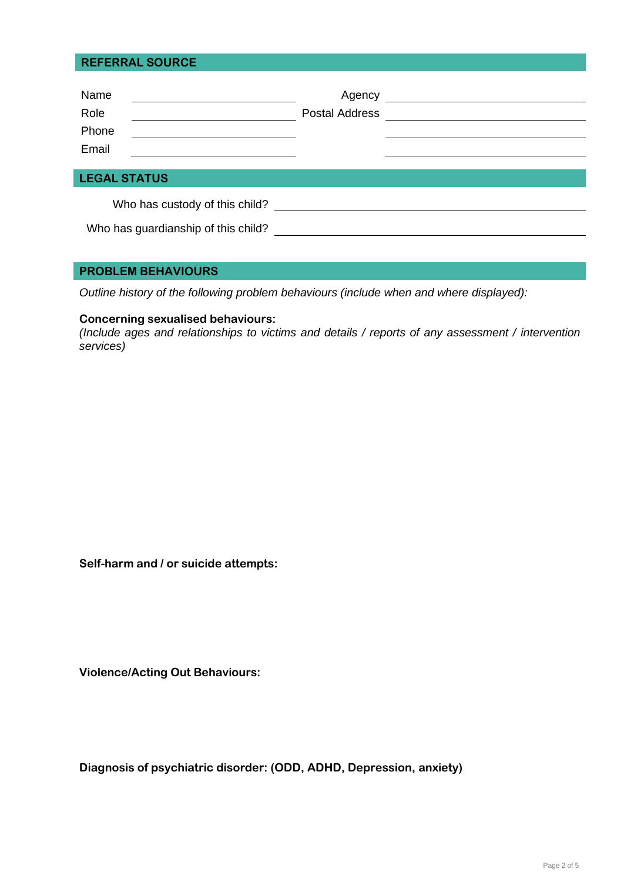## REFERRAL SOURCE

| | | | |
|---|---|---|---|
| Name | | Agency | |
| Role | | Postal Address | |
| Phone | | | |
| Email | | | |

## LEGAL STATUS

Who has custody of this child? \_\_\_\_\_\_\_\_\_\_\_\_\_\_\_\_\_\_\_\_

Who has guardianship of this child? \_\_\_\_\_\_\_\_\_\_\_\_\_\_\_\_\_\_\_\_

## PROBLEM BEHAVIOURS

*Outline history of the following problem behaviours (include when and where displayed):*

**Concerning sexualised behaviours:**
*(Include ages and relationships to victims and details / reports of any assessment / intervention services)*

**Self-harm and / or suicide attempts:**

**Violence/Acting Out Behaviours:**

**Diagnosis of psychiatric disorder: (ODD, ADHD, Depression, anxiety)**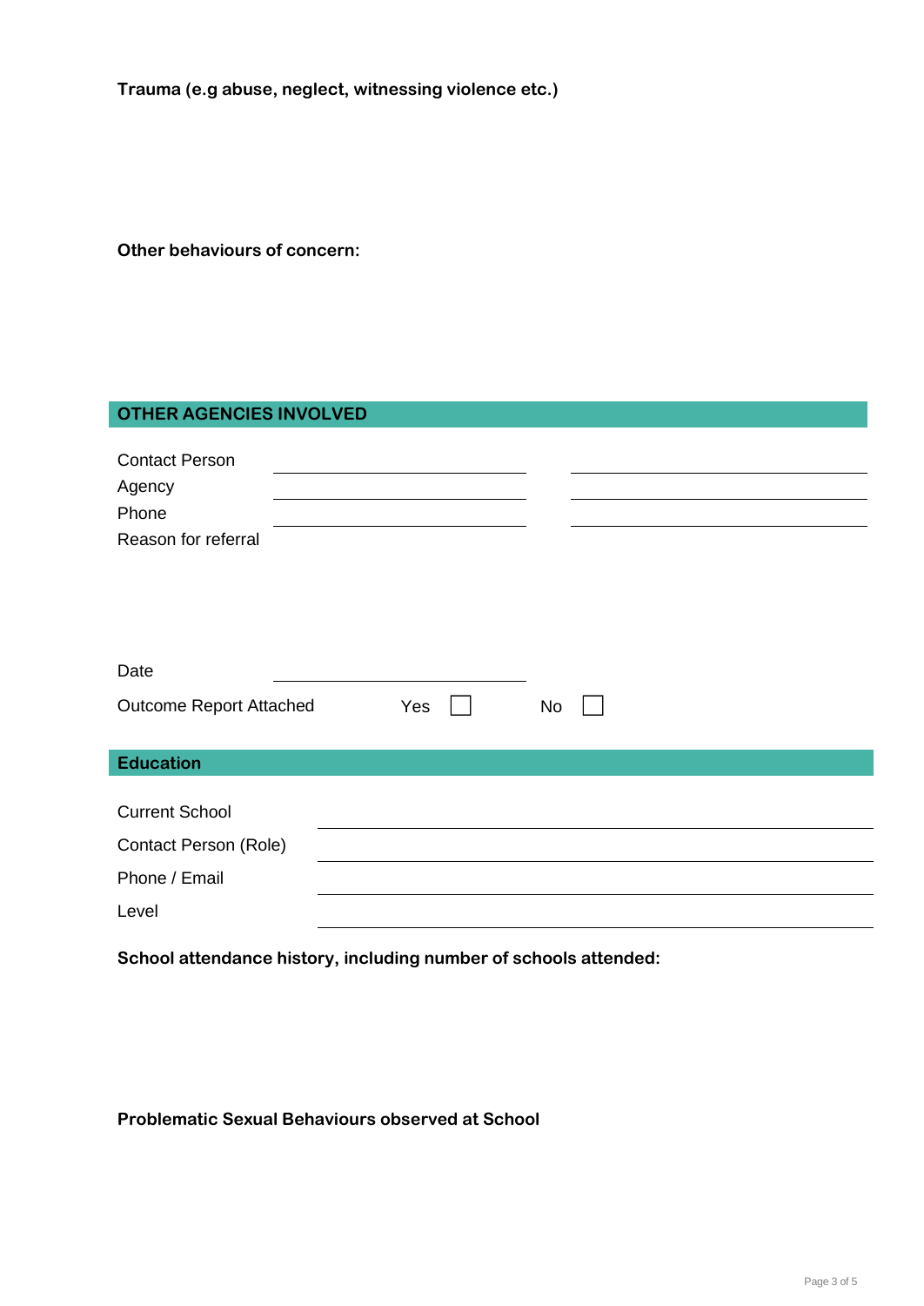**Trauma (e.g abuse, neglect, witnessing violence etc.)**

**Other behaviours of concern:**

## OTHER AGENCIES INVOLVED

Contact Person

Agency

Phone

Reason for referral

Date

Outcome Report Attached    Yes ☐    No ☐

## Education

Current School

Contact Person (Role)

Phone / Email

Level

**School attendance history, including number of schools attended:**

**Problematic Sexual Behaviours observed at School**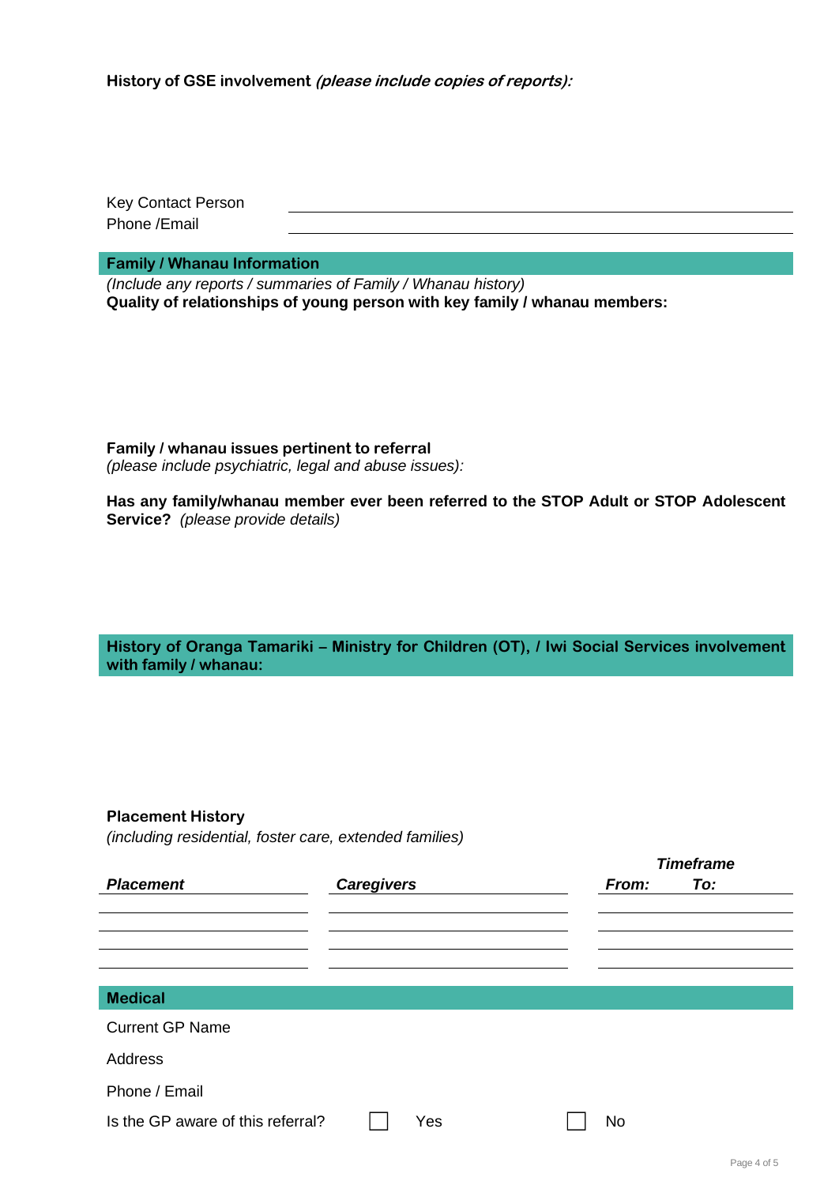**History of GSE involvement** ***(please include copies of reports):***

Key Contact Person ______________________________

Phone /Email ______________________________

## Family / Whanau Information

*(Include any reports / summaries of Family / Whanau history)*

**Quality of relationships of young person with key family / whanau members:**

**Family / whanau issues pertinent to referral**
*(please include psychiatric, legal and abuse issues):*

**Has any family/whanau member ever been referred to the STOP Adult or STOP Adolescent Service?** *(please provide details)*

## History of Oranga Tamariki – Ministry for Children (OT), / Iwi Social Services involvement with family / whanau:

**Placement History**
*(including residential, foster care, extended families)*

| ***Placement*** | ***Caregivers*** | ***Timeframe*** ***From:*** | ***To:*** |
|---|---|---|---|
| | | | |
| | | | |
| | | | |
| | | | |

## Medical

Current GP Name

Address

Phone / Email

Is the GP aware of this referral? ☐ Yes ☐ No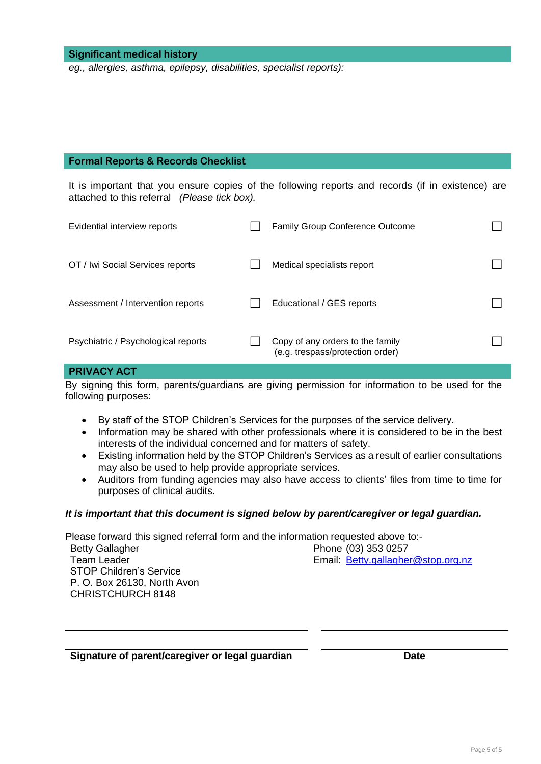## Significant medical history

*eg., allergies, asthma, epilepsy, disabilities, specialist reports):*

## Formal Reports & Records Checklist

It is important that you ensure copies of the following reports and records (if in existence) are attached to this referral *(Please tick box).*

| | | | |
|---|---|---|---|
| Evidential interview reports | ☐ | Family Group Conference Outcome | ☐ |
| OT / Iwi Social Services reports | ☐ | Medical specialists report | ☐ |
| Assessment / Intervention reports | ☐ | Educational / GES reports | ☐ |
| Psychiatric / Psychological reports | ☐ | Copy of any orders to the family (e.g. trespass/protection order) | ☐ |

## PRIVACY ACT

By signing this form, parents/guardians are giving permission for information to be used for the following purposes:

- By staff of the STOP Children's Services for the purposes of the service delivery.
- Information may be shared with other professionals where it is considered to be in the best interests of the individual concerned and for matters of safety.
- Existing information held by the STOP Children's Services as a result of earlier consultations may also be used to help provide appropriate services.
- Auditors from funding agencies may also have access to clients' files from time to time for purposes of clinical audits.

***It is important that this document is signed below by parent/caregiver or legal guardian.***

Please forward this signed referral form and the information requested above to:-

Betty Gallagher
Team Leader
STOP Children's Service
P. O. Box 26130, North Avon
CHRISTCHURCH 8148

Phone (03) 353 0257
Email: Betty.gallagher@stop.org.nz

______________________________  ______________________

**Signature of parent/caregiver or legal guardian** **Date**